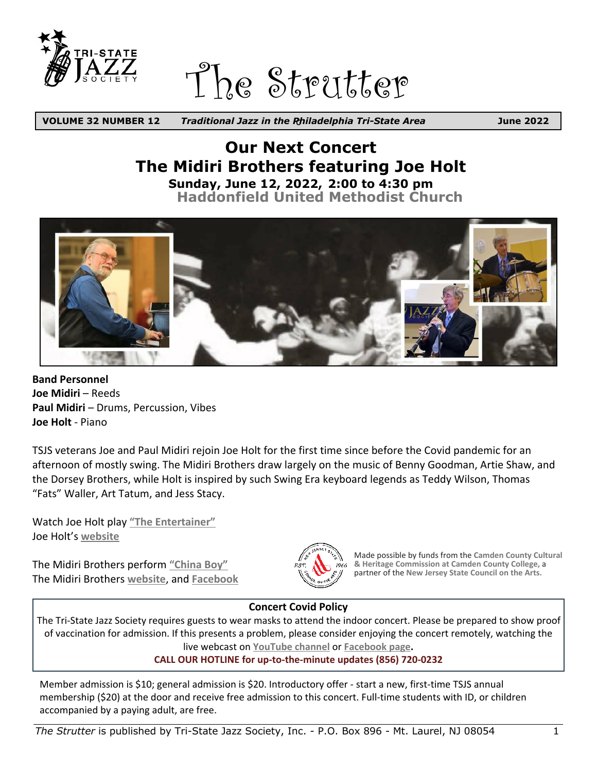# The Strutter

**VOLUME 32 NUMBER 12** *Traditional Jazz in the Philadelphia Tri-State Area* **June 2022**

## Our Next Concert
## The Midiri Brothers featuring Joe Holt

**Sunday, June 12, 2022, 2:00 to 4:30 pm**

**Haddonfield United Methodist Church**

**Band Personnel**
**Joe Midiri** – Reeds
**Paul Midiri** – Drums, Percussion, Vibes
**Joe Holt** - Piano

TSJS veterans Joe and Paul Midiri rejoin Joe Holt for the first time since before the Covid pandemic for an afternoon of mostly swing. The Midiri Brothers draw largely on the music of Benny Goodman, Artie Shaw, and the Dorsey Brothers, while Holt is inspired by such Swing Era keyboard legends as Teddy Wilson, Thomas "Fats" Waller, Art Tatum, and Jess Stacy.

Watch Joe Holt play **"The Entertainer"**
Joe Holt's **website**

The Midiri Brothers perform **"China Boy"**
The Midiri Brothers **website**, and **Facebook**

Made possible by funds from the **Camden County Cultural & Heritage Commission at Camden County College**, a partner of the **New Jersey State Council on the Arts.**

**Concert Covid Policy**

The Tri-State Jazz Society requires guests to wear masks to attend the indoor concert. Please be prepared to show proof of vaccination for admission. If this presents a problem, please consider enjoying the concert remotely, watching the live webcast on **YouTube channel** or **Facebook page**.

**CALL OUR HOTLINE for up-to-the-minute updates (856) 720-0232**

Member admission is $10; general admission is $20. Introductory offer - start a new, first-time TSJS annual membership ($20) at the door and receive free admission to this concert. Full-time students with ID, or children accompanied by a paying adult, are free.

*The Strutter* is published by Tri-State Jazz Society, Inc. - P.O. Box 896 - Mt. Laurel, NJ 08054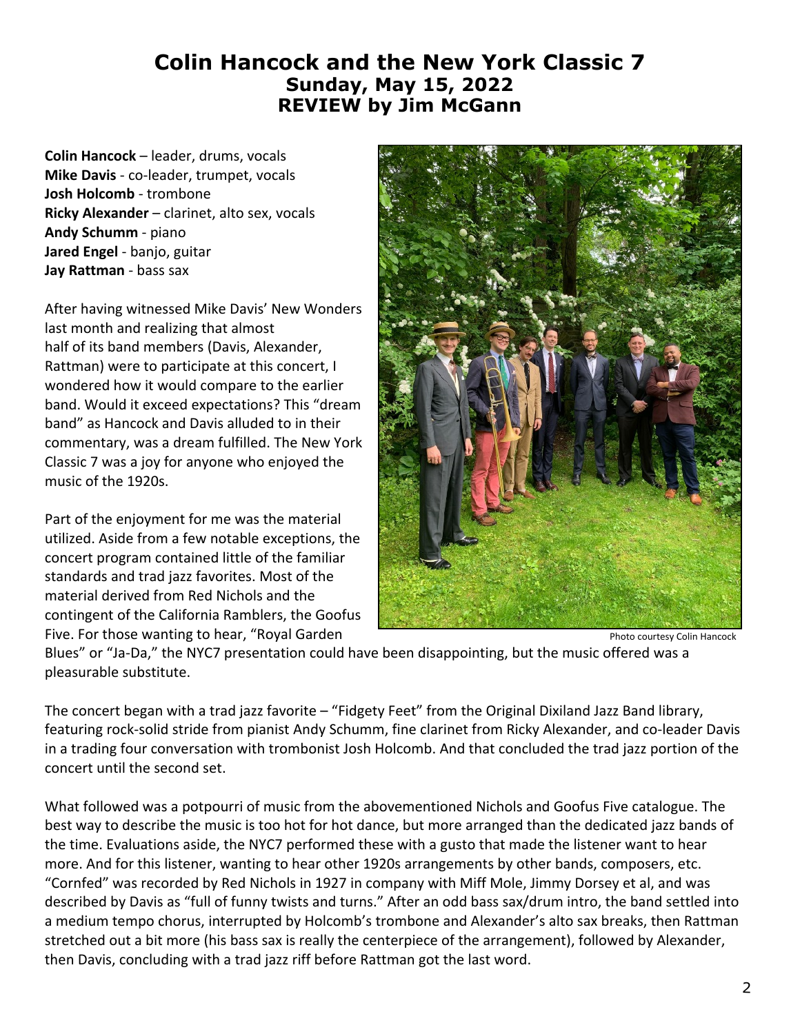# Colin Hancock and the New York Classic 7
## Sunday, May 15, 2022
## REVIEW by Jim McGann

**Colin Hancock** – leader, drums, vocals
**Mike Davis** - co-leader, trumpet, vocals
**Josh Holcomb** - trombone
**Ricky Alexander** – clarinet, alto sex, vocals
**Andy Schumm** - piano
**Jared Engel** - banjo, guitar
**Jay Rattman** - bass sax

After having witnessed Mike Davis' New Wonders last month and realizing that almost half of its band members (Davis, Alexander, Rattman) were to participate at this concert, I wondered how it would compare to the earlier band. Would it exceed expectations? This "dream band" as Hancock and Davis alluded to in their commentary, was a dream fulfilled. The New York Classic 7 was a joy for anyone who enjoyed the music of the 1920s.

Part of the enjoyment for me was the material utilized. Aside from a few notable exceptions, the concert program contained little of the familiar standards and trad jazz favorites. Most of the material derived from Red Nichols and the contingent of the California Ramblers, the Goofus Five. For those wanting to hear, "Royal Garden Blues" or "Ja-Da," the NYC7 presentation could have been disappointing, but the music offered was a pleasurable substitute.

Photo courtesy Colin Hancock

The concert began with a trad jazz favorite – "Fidgety Feet" from the Original Dixiland Jazz Band library, featuring rock-solid stride from pianist Andy Schumm, fine clarinet from Ricky Alexander, and co-leader Davis in a trading four conversation with trombonist Josh Holcomb. And that concluded the trad jazz portion of the concert until the second set.

What followed was a potpourri of music from the abovementioned Nichols and Goofus Five catalogue. The best way to describe the music is too hot for hot dance, but more arranged than the dedicated jazz bands of the time. Evaluations aside, the NYC7 performed these with a gusto that made the listener want to hear more. And for this listener, wanting to hear other 1920s arrangements by other bands, composers, etc. "Cornfed" was recorded by Red Nichols in 1927 in company with Miff Mole, Jimmy Dorsey et al, and was described by Davis as "full of funny twists and turns." After an odd bass sax/drum intro, the band settled into a medium tempo chorus, interrupted by Holcomb's trombone and Alexander's alto sax breaks, then Rattman stretched out a bit more (his bass sax is really the centerpiece of the arrangement), followed by Alexander, then Davis, concluding with a trad jazz riff before Rattman got the last word.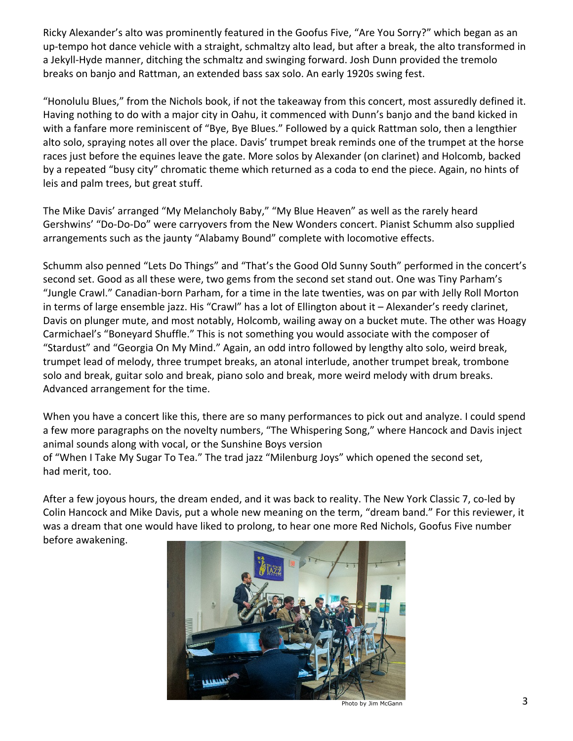Ricky Alexander's alto was prominently featured in the Goofus Five, "Are You Sorry?" which began as an up-tempo hot dance vehicle with a straight, schmaltzy alto lead, but after a break, the alto transformed in a Jekyll-Hyde manner, ditching the schmaltz and swinging forward. Josh Dunn provided the tremolo breaks on banjo and Rattman, an extended bass sax solo. An early 1920s swing fest.

"Honolulu Blues," from the Nichols book, if not the takeaway from this concert, most assuredly defined it. Having nothing to do with a major city in Oahu, it commenced with Dunn's banjo and the band kicked in with a fanfare more reminiscent of "Bye, Bye Blues." Followed by a quick Rattman solo, then a lengthier alto solo, spraying notes all over the place. Davis' trumpet break reminds one of the trumpet at the horse races just before the equines leave the gate. More solos by Alexander (on clarinet) and Holcomb, backed by a repeated "busy city" chromatic theme which returned as a coda to end the piece. Again, no hints of leis and palm trees, but great stuff.

The Mike Davis' arranged "My Melancholy Baby," "My Blue Heaven" as well as the rarely heard Gershwins' "Do-Do-Do" were carryovers from the New Wonders concert. Pianist Schumm also supplied arrangements such as the jaunty "Alabamy Bound" complete with locomotive effects.

Schumm also penned "Lets Do Things" and "That's the Good Old Sunny South" performed in the concert's second set. Good as all these were, two gems from the second set stand out. One was Tiny Parham's "Jungle Crawl." Canadian-born Parham, for a time in the late twenties, was on par with Jelly Roll Morton in terms of large ensemble jazz. His "Crawl" has a lot of Ellington about it – Alexander's reedy clarinet, Davis on plunger mute, and most notably, Holcomb, wailing away on a bucket mute. The other was Hoagy Carmichael's "Boneyard Shuffle." This is not something you would associate with the composer of "Stardust" and "Georgia On My Mind." Again, an odd intro followed by lengthy alto solo, weird break, trumpet lead of melody, three trumpet breaks, an atonal interlude, another trumpet break, trombone solo and break, guitar solo and break, piano solo and break, more weird melody with drum breaks. Advanced arrangement for the time.

When you have a concert like this, there are so many performances to pick out and analyze. I could spend a few more paragraphs on the novelty numbers, "The Whispering Song," where Hancock and Davis inject animal sounds along with vocal, or the Sunshine Boys version of "When I Take My Sugar To Tea." The trad jazz "Milenburg Joys" which opened the second set, had merit, too.

After a few joyous hours, the dream ended, and it was back to reality. The New York Classic 7, co-led by Colin Hancock and Mike Davis, put a whole new meaning on the term, "dream band." For this reviewer, it was a dream that one would have liked to prolong, to hear one more Red Nichols, Goofus Five number before awakening.

Photo by Jim McGann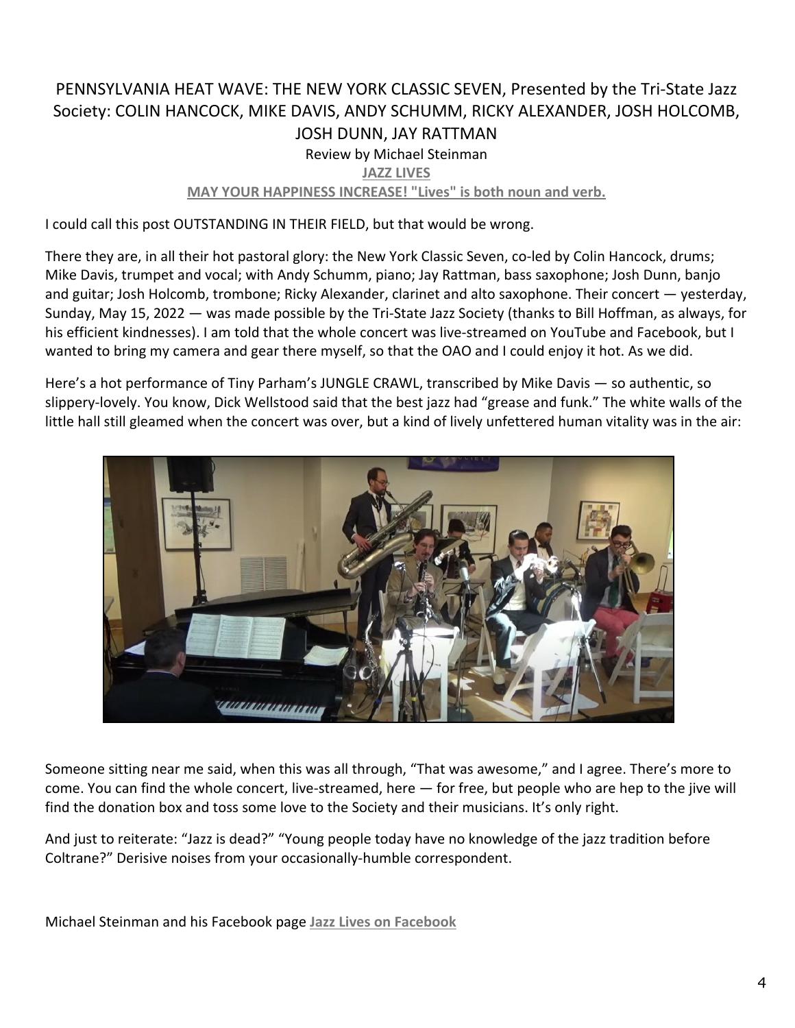# PENNSYLVANIA HEAT WAVE: THE NEW YORK CLASSIC SEVEN, Presented by the Tri-State Jazz Society: COLIN HANCOCK, MIKE DAVIS, ANDY SCHUMM, RICKY ALEXANDER, JOSH HOLCOMB, JOSH DUNN, JAY RATTMAN

Review by Michael Steinman

**JAZZ LIVES**

**MAY YOUR HAPPINESS INCREASE! "Lives" is both noun and verb.**

I could call this post OUTSTANDING IN THEIR FIELD, but that would be wrong.

There they are, in all their hot pastoral glory: the New York Classic Seven, co-led by Colin Hancock, drums; Mike Davis, trumpet and vocal; with Andy Schumm, piano; Jay Rattman, bass saxophone; Josh Dunn, banjo and guitar; Josh Holcomb, trombone; Ricky Alexander, clarinet and alto saxophone. Their concert — yesterday, Sunday, May 15, 2022 — was made possible by the Tri-State Jazz Society (thanks to Bill Hoffman, as always, for his efficient kindnesses). I am told that the whole concert was live-streamed on YouTube and Facebook, but I wanted to bring my camera and gear there myself, so that the OAO and I could enjoy it hot. As we did.

Here's a hot performance of Tiny Parham's JUNGLE CRAWL, transcribed by Mike Davis — so authentic, so slippery-lovely. You know, Dick Wellstood said that the best jazz had "grease and funk." The white walls of the little hall still gleamed when the concert was over, but a kind of lively unfettered human vitality was in the air:

Someone sitting near me said, when this was all through, "That was awesome," and I agree. There's more to come. You can find the whole concert, live-streamed, here — for free, but people who are hep to the jive will find the donation box and toss some love to the Society and their musicians. It's only right.

And just to reiterate: "Jazz is dead?" "Young people today have no knowledge of the jazz tradition before Coltrane?" Derisive noises from your occasionally-humble correspondent.

Michael Steinman and his Facebook page **Jazz Lives on Facebook**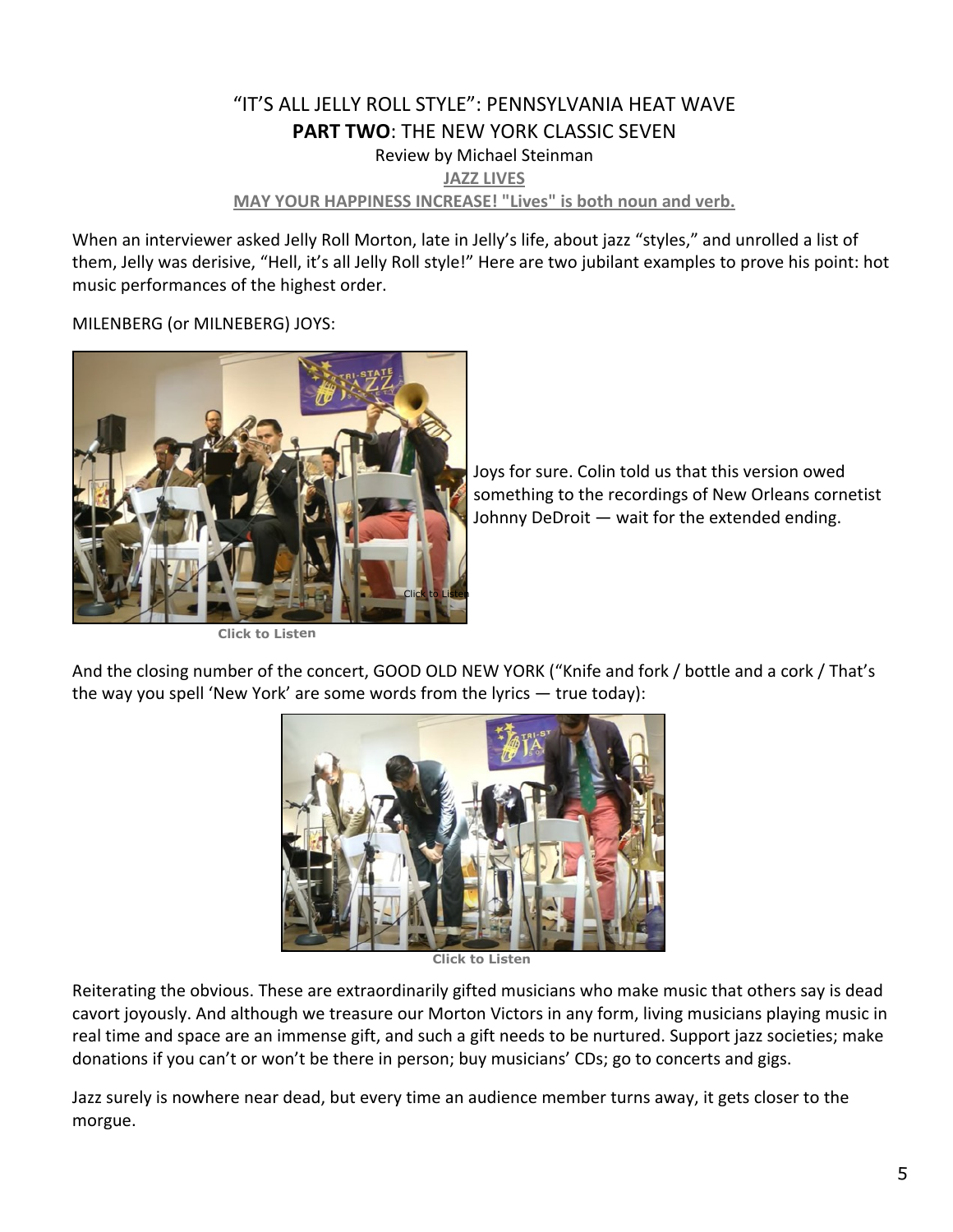# "IT'S ALL JELLY ROLL STYLE": PENNSYLVANIA HEAT WAVE

## PART TWO: THE NEW YORK CLASSIC SEVEN

Review by Michael Steinman

**JAZZ LIVES**

**MAY YOUR HAPPINESS INCREASE! "Lives" is both noun and verb.**

When an interviewer asked Jelly Roll Morton, late in Jelly's life, about jazz "styles," and unrolled a list of them, Jelly was derisive, "Hell, it's all Jelly Roll style!" Here are two jubilant examples to prove his point: hot music performances of the highest order.

MILENBERG (or MILNEBERG) JOYS:

Click to Listen

Joys for sure. Colin told us that this version owed something to the recordings of New Orleans cornetist Johnny DeDroit — wait for the extended ending.

And the closing number of the concert, GOOD OLD NEW YORK ("Knife and fork / bottle and a cork / That's the way you spell 'New York' are some words from the lyrics — true today):

Click to Listen

Reiterating the obvious. These are extraordinarily gifted musicians who make music that others say is dead cavort joyously. And although we treasure our Morton Victors in any form, living musicians playing music in real time and space are an immense gift, and such a gift needs to be nurtured. Support jazz societies; make donations if you can't or won't be there in person; buy musicians' CDs; go to concerts and gigs.

Jazz surely is nowhere near dead, but every time an audience member turns away, it gets closer to the morgue.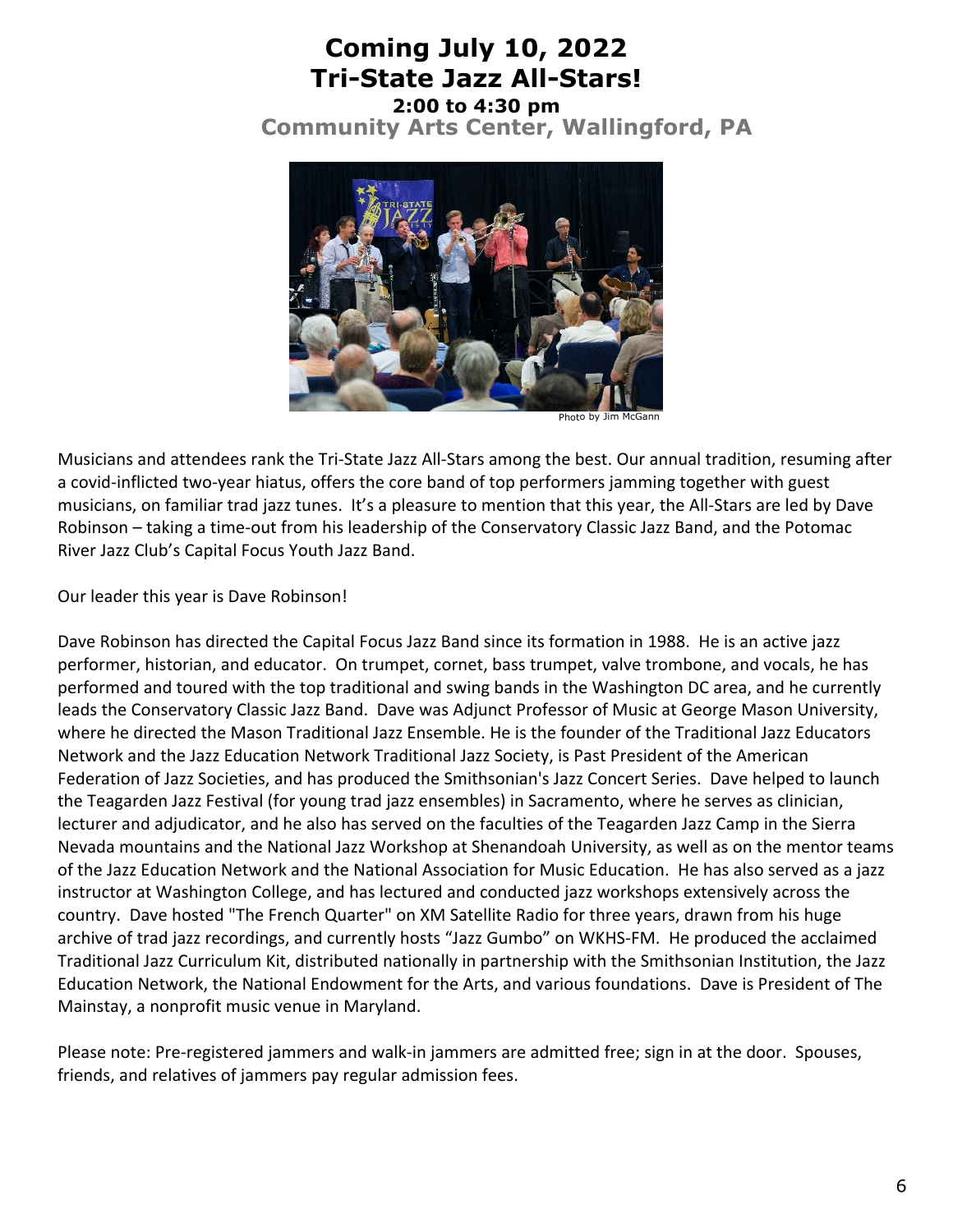# Coming July 10, 2022
# Tri-State Jazz All-Stars!

### 2:00 to 4:30 pm

### Community Arts Center, Wallingford, PA

Photo by Jim McGann

Musicians and attendees rank the Tri-State Jazz All-Stars among the best. Our annual tradition, resuming after a covid-inflicted two-year hiatus, offers the core band of top performers jamming together with guest musicians, on familiar trad jazz tunes. It's a pleasure to mention that this year, the All-Stars are led by Dave Robinson – taking a time-out from his leadership of the Conservatory Classic Jazz Band, and the Potomac River Jazz Club's Capital Focus Youth Jazz Band.

Our leader this year is Dave Robinson!

Dave Robinson has directed the Capital Focus Jazz Band since its formation in 1988. He is an active jazz performer, historian, and educator. On trumpet, cornet, bass trumpet, valve trombone, and vocals, he has performed and toured with the top traditional and swing bands in the Washington DC area, and he currently leads the Conservatory Classic Jazz Band. Dave was Adjunct Professor of Music at George Mason University, where he directed the Mason Traditional Jazz Ensemble. He is the founder of the Traditional Jazz Educators Network and the Jazz Education Network Traditional Jazz Society, is Past President of the American Federation of Jazz Societies, and has produced the Smithsonian's Jazz Concert Series. Dave helped to launch the Teagarden Jazz Festival (for young trad jazz ensembles) in Sacramento, where he serves as clinician, lecturer and adjudicator, and he also has served on the faculties of the Teagarden Jazz Camp in the Sierra Nevada mountains and the National Jazz Workshop at Shenandoah University, as well as on the mentor teams of the Jazz Education Network and the National Association for Music Education. He has also served as a jazz instructor at Washington College, and has lectured and conducted jazz workshops extensively across the country. Dave hosted "The French Quarter" on XM Satellite Radio for three years, drawn from his huge archive of trad jazz recordings, and currently hosts "Jazz Gumbo" on WKHS-FM. He produced the acclaimed Traditional Jazz Curriculum Kit, distributed nationally in partnership with the Smithsonian Institution, the Jazz Education Network, the National Endowment for the Arts, and various foundations. Dave is President of The Mainstay, a nonprofit music venue in Maryland.

Please note: Pre-registered jammers and walk-in jammers are admitted free; sign in at the door. Spouses, friends, and relatives of jammers pay regular admission fees.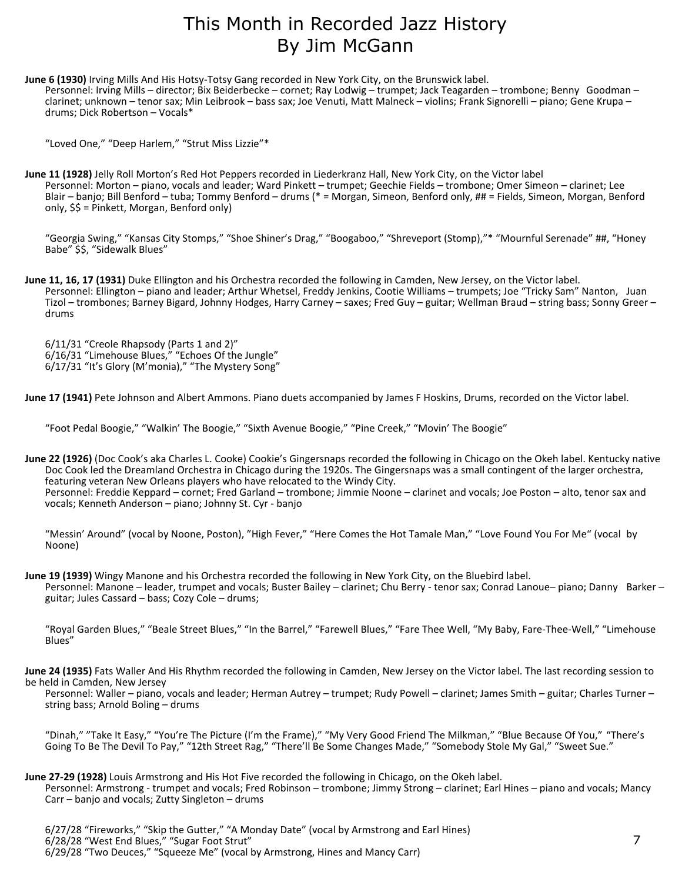# This Month in Recorded Jazz History
## By Jim McGann

**June 6 (1930)** Irving Mills And His Hotsy-Totsy Gang recorded in New York City, on the Brunswick label.
Personnel: Irving Mills – director; Bix Beiderbecke – cornet; Ray Lodwig – trumpet; Jack Teagarden – trombone; Benny Goodman – clarinet; unknown – tenor sax; Min Leibrook – bass sax; Joe Venuti, Matt Malneck – violins; Frank Signorelli – piano; Gene Krupa – drums; Dick Robertson – Vocals*

"Loved One," "Deep Harlem," "Strut Miss Lizzie"*

**June 11 (1928)** Jelly Roll Morton's Red Hot Peppers recorded in Liederkranz Hall, New York City, on the Victor label
Personnel: Morton – piano, vocals and leader; Ward Pinkett – trumpet; Geechie Fields – trombone; Omer Simeon – clarinet; Lee Blair – banjo; Bill Benford – tuba; Tommy Benford – drums (* = Morgan, Simeon, Benford only, ## = Fields, Simeon, Morgan, Benford only, $$ = Pinkett, Morgan, Benford only)

"Georgia Swing," "Kansas City Stomps," "Shoe Shiner's Drag," "Boogaboo," "Shreveport (Stomp),"* "Mournful Serenade" ##, "Honey Babe" $$, "Sidewalk Blues"

**June 11, 16, 17 (1931)** Duke Ellington and his Orchestra recorded the following in Camden, New Jersey, on the Victor label.
Personnel: Ellington – piano and leader; Arthur Whetsel, Freddy Jenkins, Cootie Williams – trumpets; Joe "Tricky Sam" Nanton, Juan Tizol – trombones; Barney Bigard, Johnny Hodges, Harry Carney – saxes; Fred Guy – guitar; Wellman Braud – string bass; Sonny Greer – drums

6/11/31 "Creole Rhapsody (Parts 1 and 2)"
6/16/31 "Limehouse Blues," "Echoes Of the Jungle"
6/17/31 "It's Glory (M'monia)," "The Mystery Song"

**June 17 (1941)** Pete Johnson and Albert Ammons. Piano duets accompanied by James F Hoskins, Drums, recorded on the Victor label.

"Foot Pedal Boogie," "Walkin' The Boogie," "Sixth Avenue Boogie," "Pine Creek," "Movin' The Boogie"

**June 22 (1926)** (Doc Cook's aka Charles L. Cooke) Cookie's Gingersnaps recorded the following in Chicago on the Okeh label. Kentucky native Doc Cook led the Dreamland Orchestra in Chicago during the 1920s. The Gingersnaps was a small contingent of the larger orchestra, featuring veteran New Orleans players who have relocated to the Windy City.
Personnel: Freddie Keppard – cornet; Fred Garland – trombone; Jimmie Noone – clarinet and vocals; Joe Poston – alto, tenor sax and vocals; Kenneth Anderson – piano; Johnny St. Cyr - banjo

"Messin' Around" (vocal by Noone, Poston), "High Fever," "Here Comes the Hot Tamale Man," "Love Found You For Me" (vocal by Noone)

**June 19 (1939)** Wingy Manone and his Orchestra recorded the following in New York City, on the Bluebird label.
Personnel: Manone – leader, trumpet and vocals; Buster Bailey – clarinet; Chu Berry - tenor sax; Conrad Lanoue– piano; Danny Barker – guitar; Jules Cassard – bass; Cozy Cole – drums;

"Royal Garden Blues," "Beale Street Blues," "In the Barrel," "Farewell Blues," "Fare Thee Well, "My Baby, Fare-Thee-Well," "Limehouse Blues"

**June 24 (1935)** Fats Waller And His Rhythm recorded the following in Camden, New Jersey on the Victor label. The last recording session to be held in Camden, New Jersey
Personnel: Waller – piano, vocals and leader; Herman Autrey – trumpet; Rudy Powell – clarinet; James Smith – guitar; Charles Turner – string bass; Arnold Boling – drums

"Dinah," "Take It Easy," "You're The Picture (I'm the Frame)," "My Very Good Friend The Milkman," "Blue Because Of You," "There's Going To Be The Devil To Pay," "12th Street Rag," "There'll Be Some Changes Made," "Somebody Stole My Gal," "Sweet Sue."

**June 27-29 (1928)** Louis Armstrong and His Hot Five recorded the following in Chicago, on the Okeh label.
Personnel: Armstrong - trumpet and vocals; Fred Robinson – trombone; Jimmy Strong – clarinet; Earl Hines – piano and vocals; Mancy Carr – banjo and vocals; Zutty Singleton – drums

6/27/28 "Fireworks," "Skip the Gutter," "A Monday Date" (vocal by Armstrong and Earl Hines)
6/28/28 "West End Blues," "Sugar Foot Strut"
6/29/28 "Two Deuces," "Squeeze Me" (vocal by Armstrong, Hines and Mancy Carr)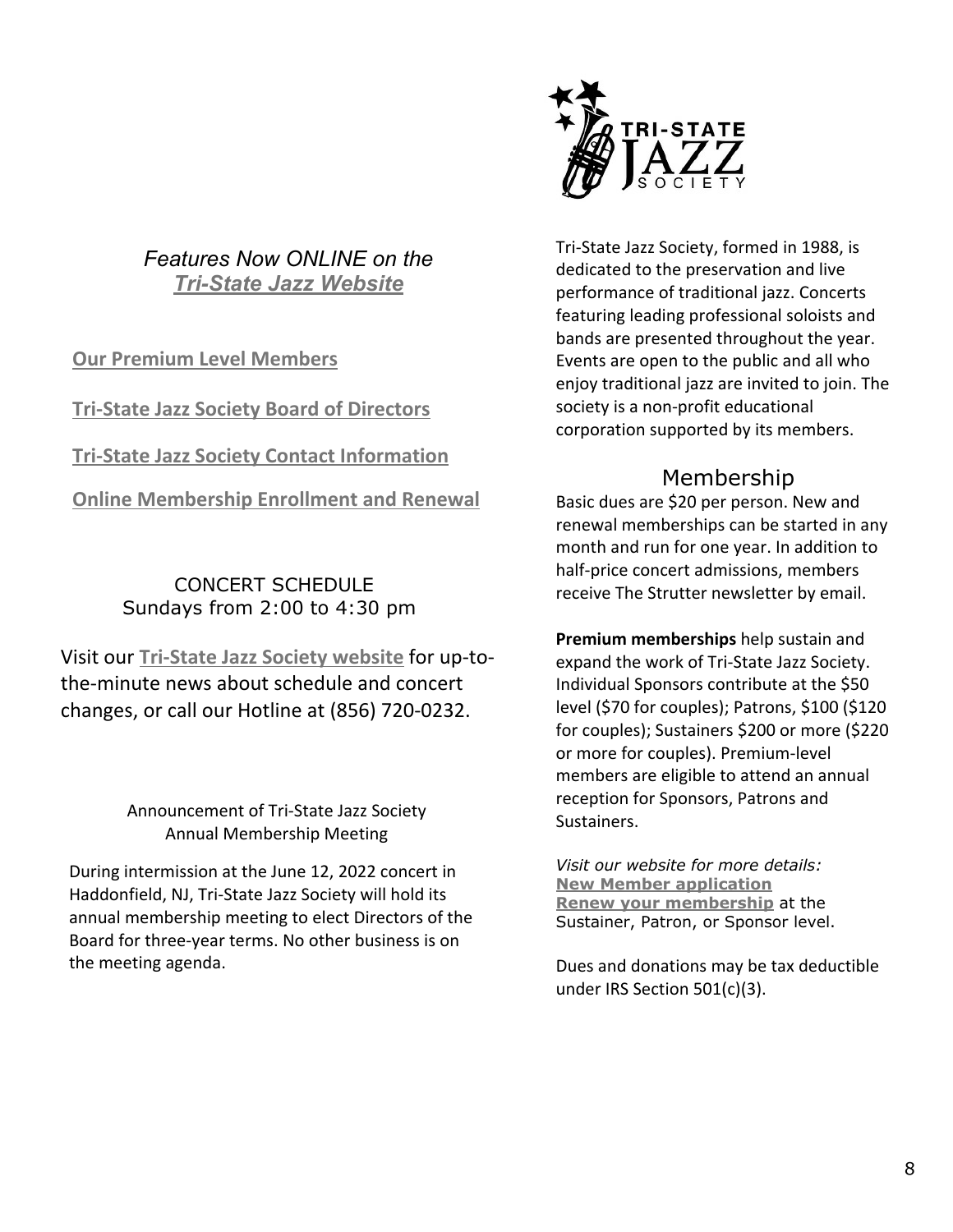*Features Now ONLINE on the*
***Tri-State Jazz Website***

**Our Premium Level Members**

**Tri-State Jazz Society Board of Directors**

**Tri-State Jazz Society Contact Information**

**Online Membership Enrollment and Renewal**

CONCERT SCHEDULE
Sundays from 2:00 to 4:30 pm

Visit our **Tri-State Jazz Society website** for up-to-the-minute news about schedule and concert changes, or call our Hotline at (856) 720-0232.

Announcement of Tri-State Jazz Society
Annual Membership Meeting

During intermission at the June 12, 2022 concert in Haddonfield, NJ, Tri-State Jazz Society will hold its annual membership meeting to elect Directors of the Board for three-year terms. No other business is on the meeting agenda.

TRI-STATE JAZZ SOCIETY

Tri-State Jazz Society, formed in 1988, is dedicated to the preservation and live performance of traditional jazz. Concerts featuring leading professional soloists and bands are presented throughout the year. Events are open to the public and all who enjoy traditional jazz are invited to join. The society is a non-profit educational corporation supported by its members.

## Membership

Basic dues are $20 per person. New and renewal memberships can be started in any month and run for one year. In addition to half-price concert admissions, members receive The Strutter newsletter by email.

**Premium memberships** help sustain and expand the work of Tri-State Jazz Society. Individual Sponsors contribute at the $50 level ($70 for couples); Patrons, $100 ($120 for couples); Sustainers $200 or more ($220 or more for couples). Premium-level members are eligible to attend an annual reception for Sponsors, Patrons and Sustainers.

*Visit our website for more details:*
**New Member application**
**Renew your membership** at the Sustainer, Patron, or Sponsor level.

Dues and donations may be tax deductible under IRS Section 501(c)(3).